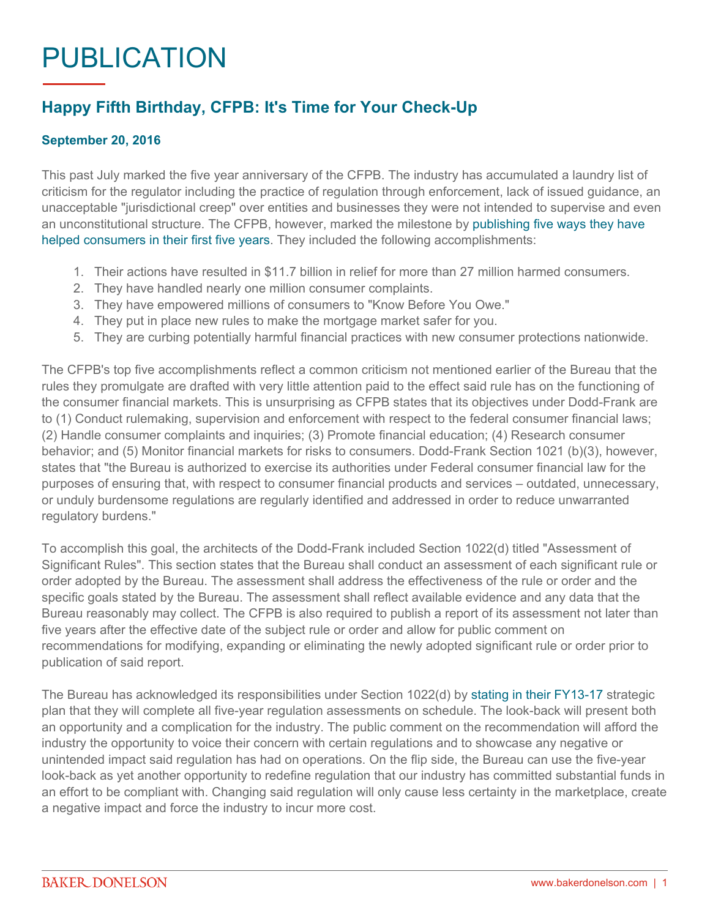# PUBLICATION

## Happy Fifth Birthday, CFPB: It's Time for Your Check-Up

**September 20, 2016**

This past July marked the five year anniversary of the CFPB. The industry has accumulated a laundry list of criticism for the regulator including the practice of regulation through enforcement, lack of issued guidance, an unacceptable "jurisdictional creep" over entities and businesses they were not intended to supervise and even an unconstitutional structure. The CFPB, however, marked the milestone by publishing five ways they have helped consumers in their first five years. They included the following accomplishments:

1. Their actions have resulted in $11.7 billion in relief for more than 27 million harmed consumers.
2. They have handled nearly one million consumer complaints.
3. They have empowered millions of consumers to "Know Before You Owe."
4. They put in place new rules to make the mortgage market safer for you.
5. They are curbing potentially harmful financial practices with new consumer protections nationwide.

The CFPB's top five accomplishments reflect a common criticism not mentioned earlier of the Bureau that the rules they promulgate are drafted with very little attention paid to the effect said rule has on the functioning of the consumer financial markets. This is unsurprising as CFPB states that its objectives under Dodd-Frank are to (1) Conduct rulemaking, supervision and enforcement with respect to the federal consumer financial laws; (2) Handle consumer complaints and inquiries; (3) Promote financial education; (4) Research consumer behavior; and (5) Monitor financial markets for risks to consumers. Dodd-Frank Section 1021 (b)(3), however, states that "the Bureau is authorized to exercise its authorities under Federal consumer financial law for the purposes of ensuring that, with respect to consumer financial products and services – outdated, unnecessary, or unduly burdensome regulations are regularly identified and addressed in order to reduce unwarranted regulatory burdens."

To accomplish this goal, the architects of the Dodd-Frank included Section 1022(d) titled "Assessment of Significant Rules". This section states that the Bureau shall conduct an assessment of each significant rule or order adopted by the Bureau. The assessment shall address the effectiveness of the rule or order and the specific goals stated by the Bureau. The assessment shall reflect available evidence and any data that the Bureau reasonably may collect. The CFPB is also required to publish a report of its assessment not later than five years after the effective date of the subject rule or order and allow for public comment on recommendations for modifying, expanding or eliminating the newly adopted significant rule or order prior to publication of said report.

The Bureau has acknowledged its responsibilities under Section 1022(d) by stating in their FY13-17 strategic plan that they will complete all five-year regulation assessments on schedule. The look-back will present both an opportunity and a complication for the industry. The public comment on the recommendation will afford the industry the opportunity to voice their concern with certain regulations and to showcase any negative or unintended impact said regulation has had on operations. On the flip side, the Bureau can use the five-year look-back as yet another opportunity to redefine regulation that our industry has committed substantial funds in an effort to be compliant with. Changing said regulation will only cause less certainty in the marketplace, create a negative impact and force the industry to incur more cost.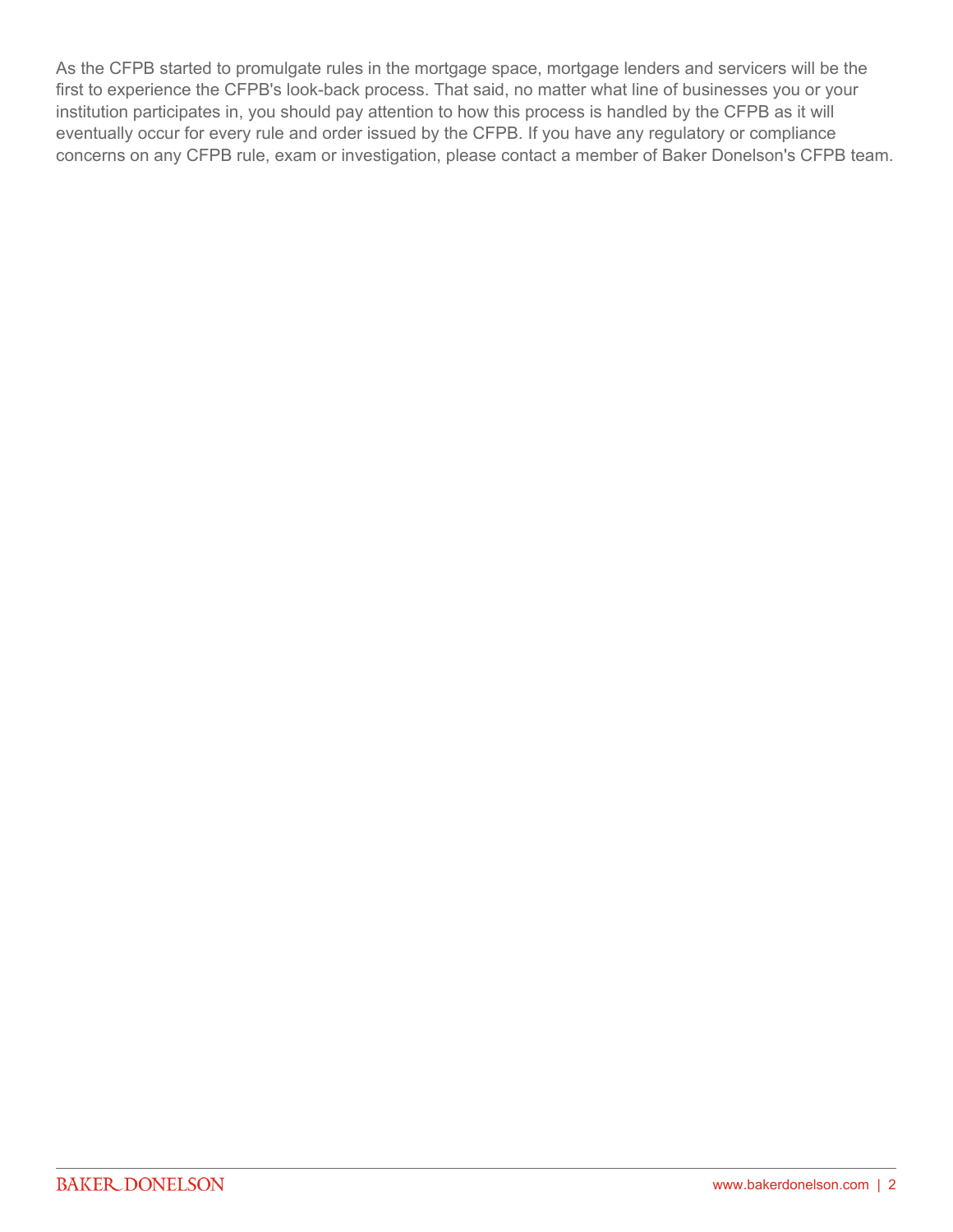As the CFPB started to promulgate rules in the mortgage space, mortgage lenders and servicers will be the first to experience the CFPB's look-back process. That said, no matter what line of businesses you or your institution participates in, you should pay attention to how this process is handled by the CFPB as it will eventually occur for every rule and order issued by the CFPB. If you have any regulatory or compliance concerns on any CFPB rule, exam or investigation, please contact a member of Baker Donelson's CFPB team.